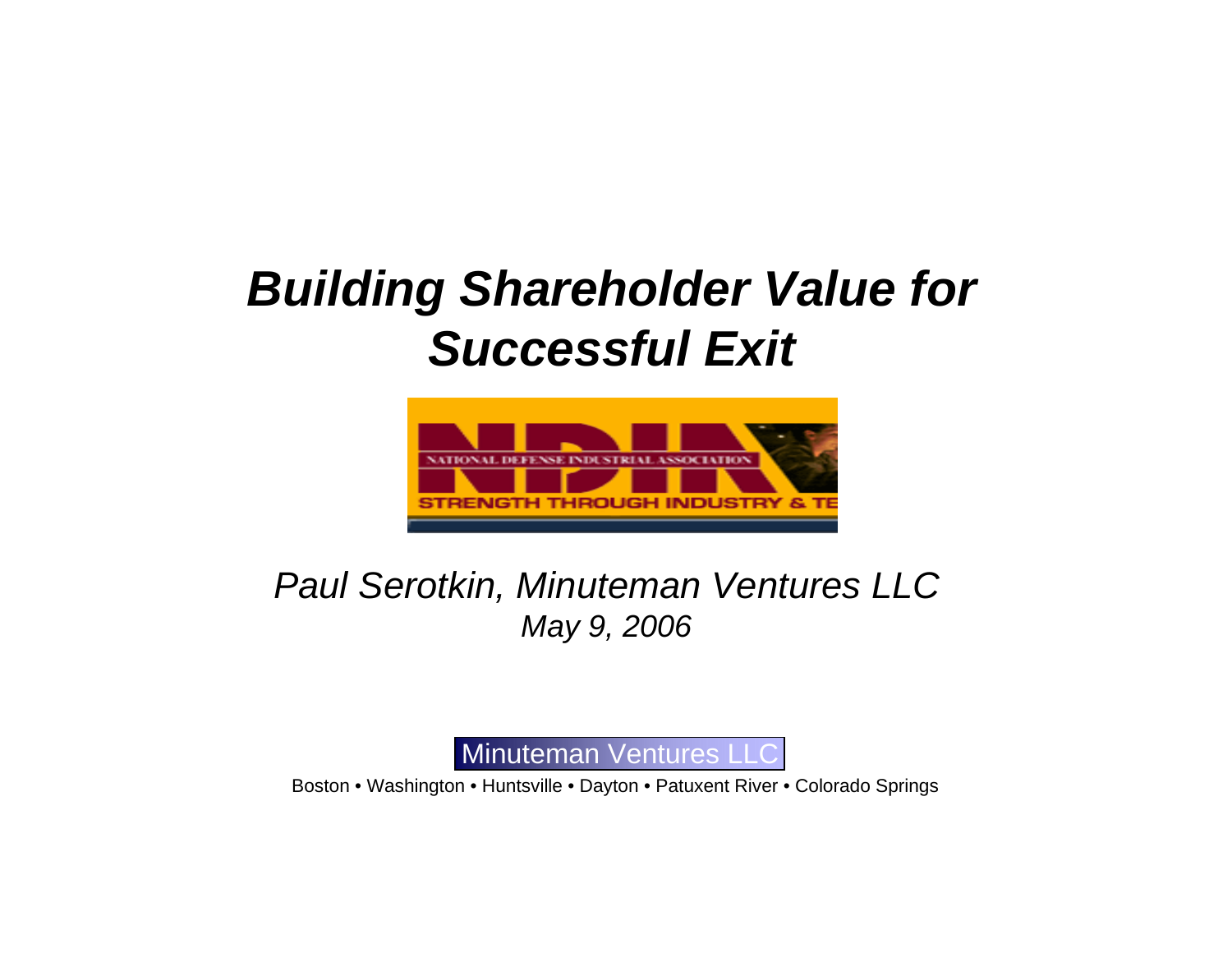# *Building Shareholder Value for Successful Exit*

NATIONAL DEFENSE INDUSTRIAL ASSOCIATION

STRENGTH THROUGH INDUSTRY & TE

*Paul Serotkin, Minuteman Ventures LLC*

*May 9, 2006*

Minuteman Ventures LLC

Boston • Washington • Huntsville • Dayton • Patuxent River • Colorado Springs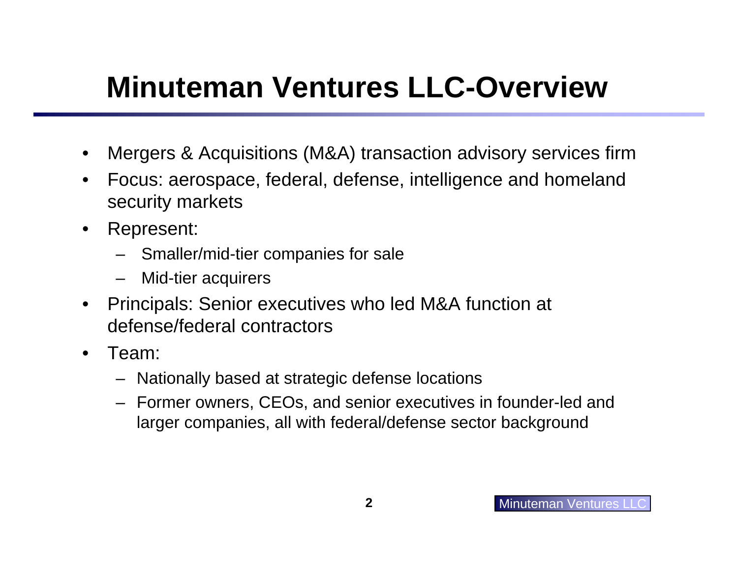# Minuteman Ventures LLC-Overview

- Mergers & Acquisitions (M&A) transaction advisory services firm
- Focus: aerospace, federal, defense, intelligence and homeland security markets
- Represent:
  - Smaller/mid-tier companies for sale
  - Mid-tier acquirers
- Principals: Senior executives who led M&A function at defense/federal contractors
- Team:
  - Nationally based at strategic defense locations
  - Former owners, CEOs, and senior executives in founder-led and larger companies, all with federal/defense sector background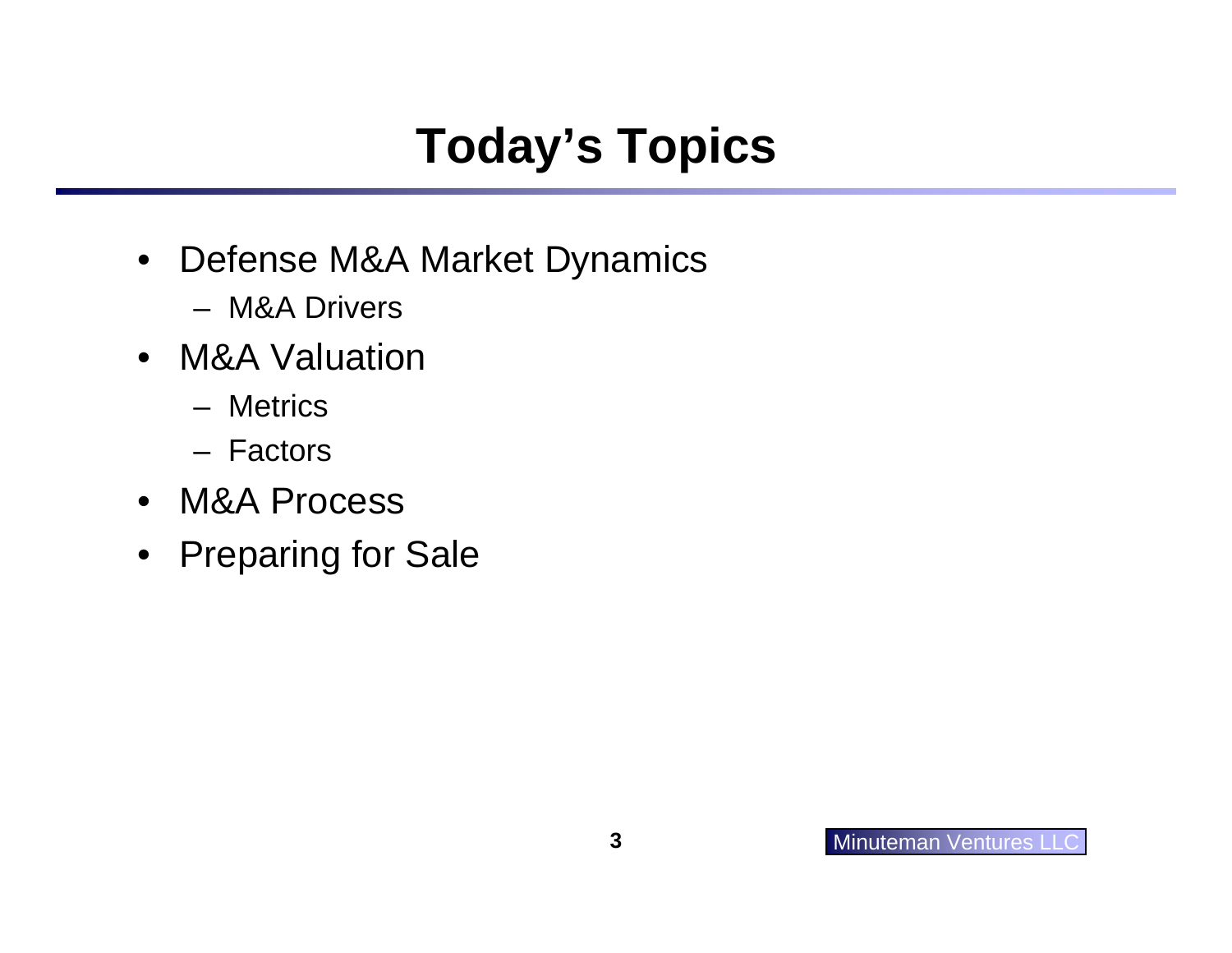# Today's Topics

- Defense M&A Market Dynamics
  - M&A Drivers
- M&A Valuation
  - Metrics
  - Factors
- M&A Process
- Preparing for Sale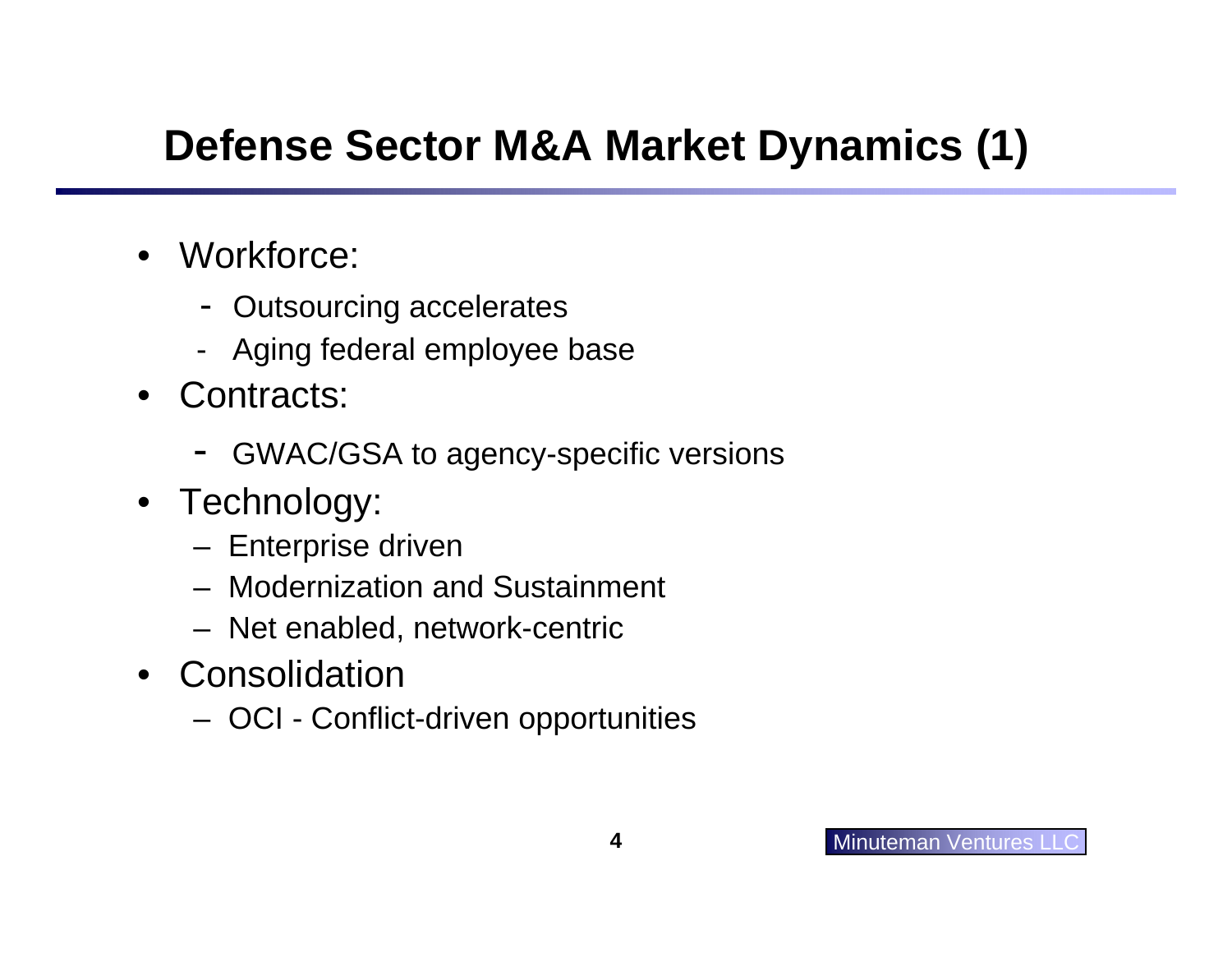# Defense Sector M&A Market Dynamics (1)

- Workforce:
  - Outsourcing accelerates
  - Aging federal employee base
- Contracts:
  - GWAC/GSA to agency-specific versions
- Technology:
  - Enterprise driven
  - Modernization and Sustainment
  - Net enabled, network-centric
- Consolidation
  - OCI - Conflict-driven opportunities

Minuteman Ventures LLC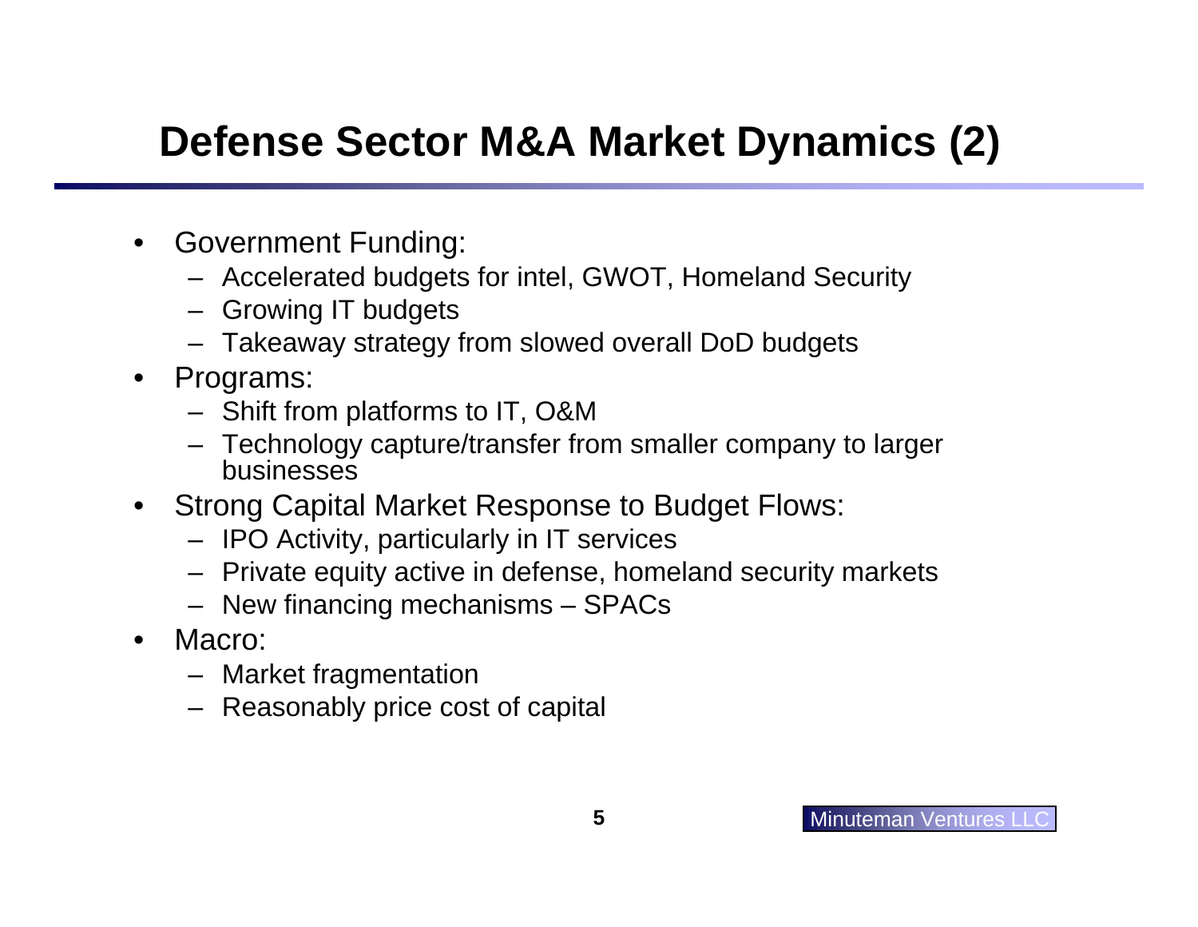# Defense Sector M&A Market Dynamics (2)

- Government Funding:
  - Accelerated budgets for intel, GWOT, Homeland Security
  - Growing IT budgets
  - Takeaway strategy from slowed overall DoD budgets
- Programs:
  - Shift from platforms to IT, O&M
  - Technology capture/transfer from smaller company to larger businesses
- Strong Capital Market Response to Budget Flows:
  - IPO Activity, particularly in IT services
  - Private equity active in defense, homeland security markets
  - New financing mechanisms – SPACs
- Macro:
  - Market fragmentation
  - Reasonably price cost of capital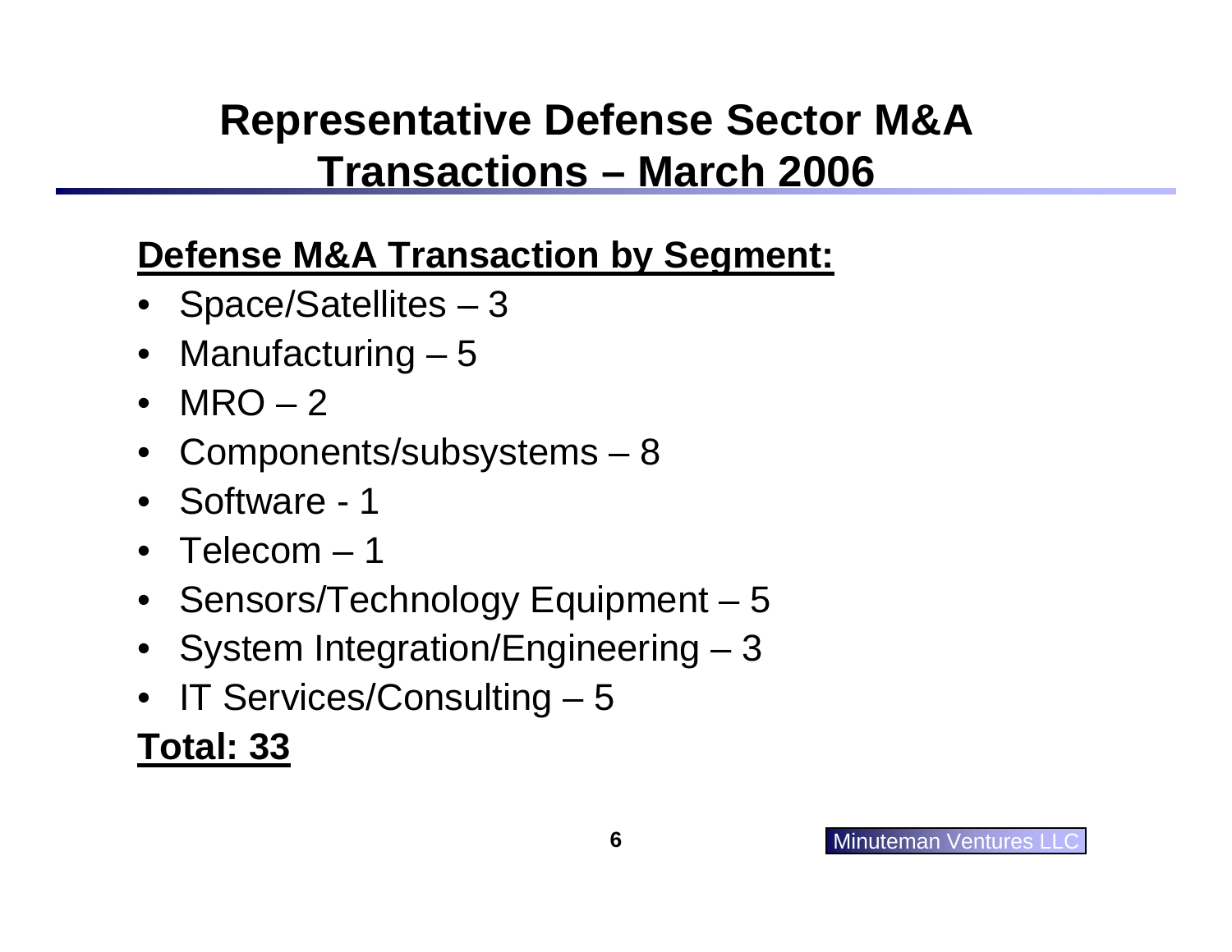# Representative Defense Sector M&A Transactions – March 2006

## Defense M&A Transaction by Segment:

- Space/Satellites – 3
- Manufacturing – 5
- MRO – 2
- Components/subsystems – 8
- Software - 1
- Telecom – 1
- Sensors/Technology Equipment – 5
- System Integration/Engineering – 3
- IT Services/Consulting – 5

**Total: 33**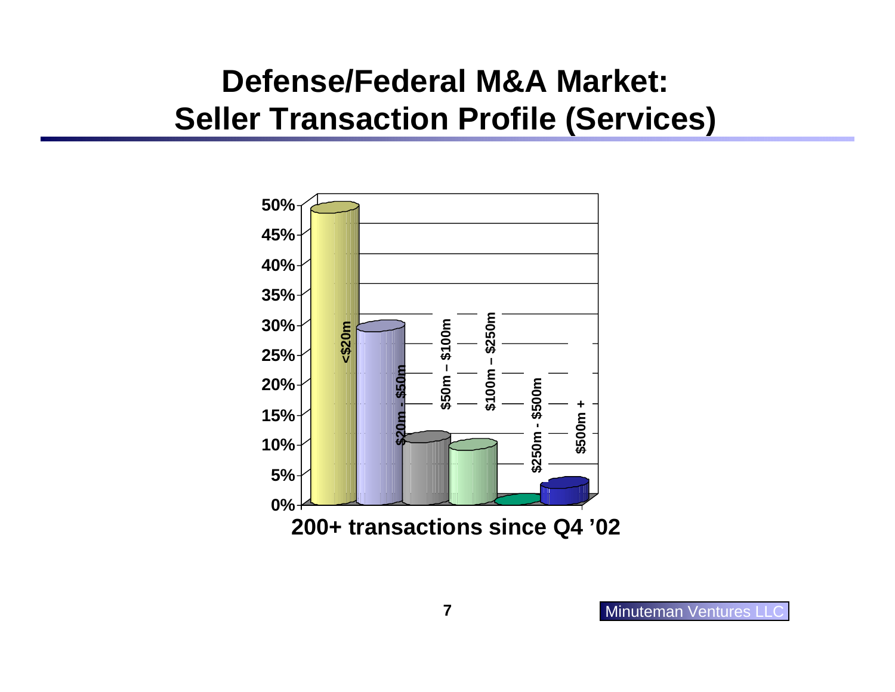# Defense/Federal M&A Market: Seller Transaction Profile (Services)

| Deal Size | Share of Transactions |
|---|---|
| <$20m | ~49% |
| $20m - $50m | ~29% |
| $50m – $100m | ~11% |
| $100m – $250m | ~9.5% |
| $250m - $500m | ~0.5% |
| $500m + | ~3% |

**200+ transactions since Q4 '02**

Minuteman Ventures LLC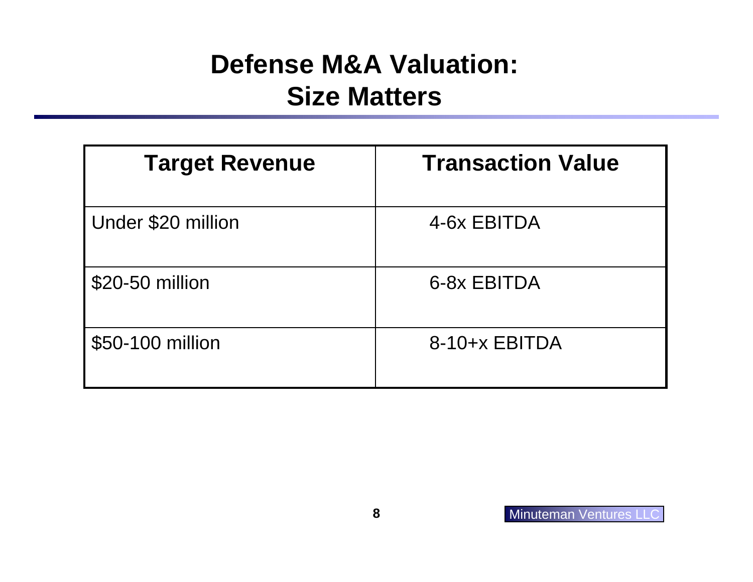# Defense M&A Valuation: Size Matters

| Target Revenue | Transaction Value |
| --- | --- |
| Under $20 million | 4-6x EBITDA |
| $20-50 million | 6-8x EBITDA |
| $50-100 million | 8-10+x EBITDA |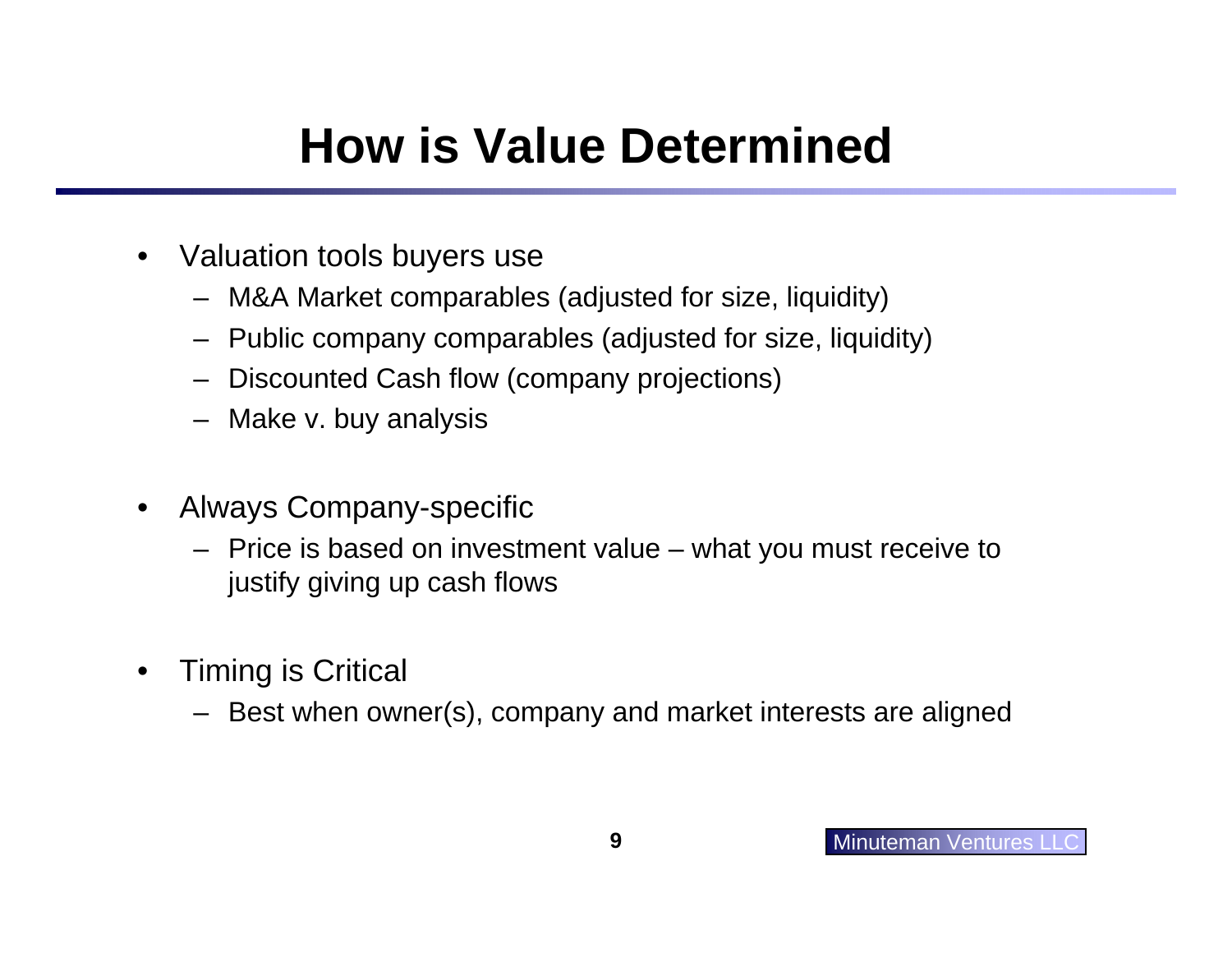# How is Value Determined

- Valuation tools buyers use
  - M&A Market comparables (adjusted for size, liquidity)
  - Public company comparables (adjusted for size, liquidity)
  - Discounted Cash flow (company projections)
  - Make v. buy analysis

- Always Company-specific
  - Price is based on investment value – what you must receive to justify giving up cash flows

- Timing is Critical
  - Best when owner(s), company and market interests are aligned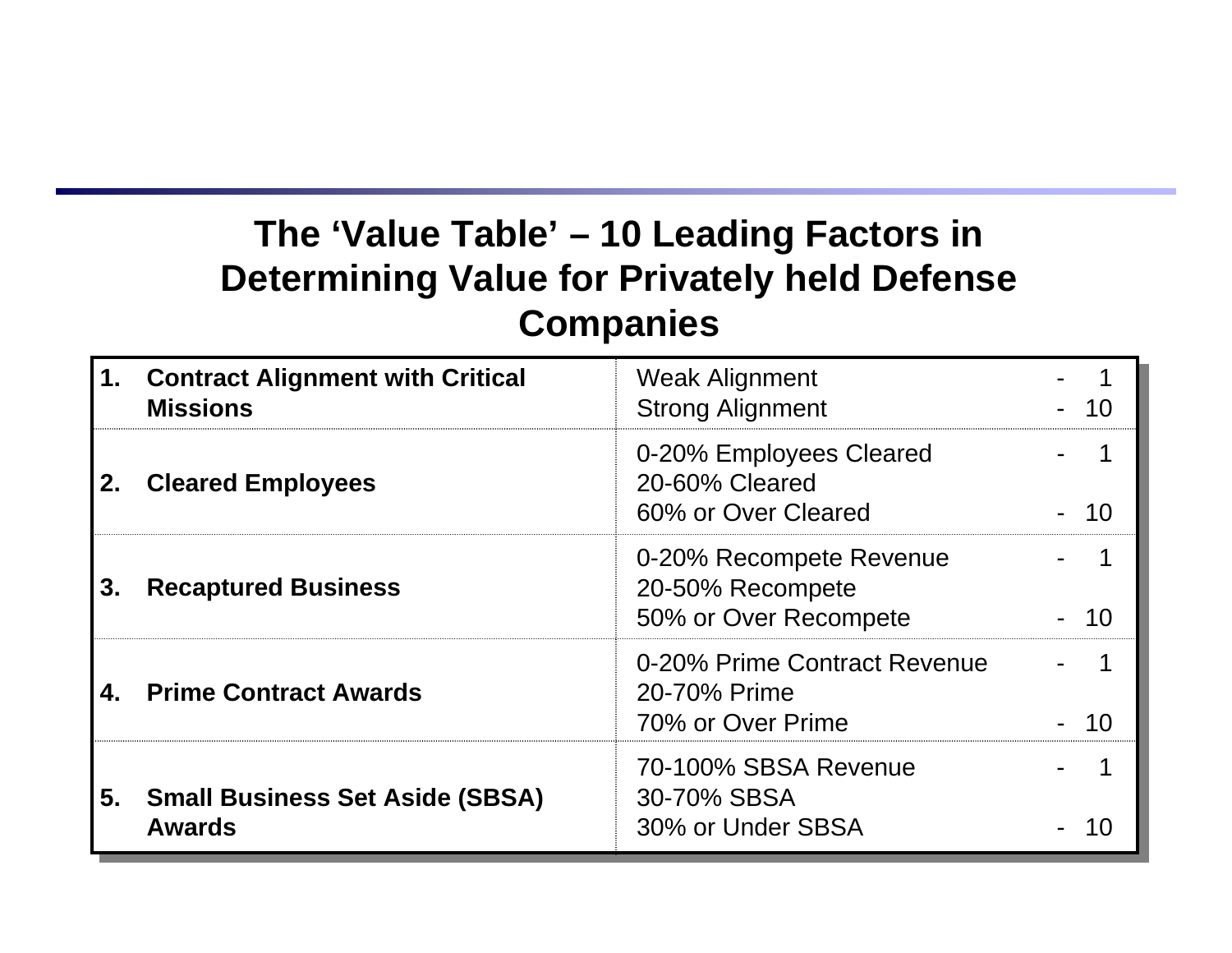## The 'Value Table' – 10 Leading Factors in Determining Value for Privately held Defense Companies

| | Factor | Criteria | Score |
|---|---|---|---|
| 1. | **Contract Alignment with Critical Missions** | Weak Alignment<br>Strong Alignment | - 1<br>- 10 |
| 2. | **Cleared Employees** | 0-20% Employees Cleared<br>20-60% Cleared<br>60% or Over Cleared | - 1<br><br>- 10 |
| 3. | **Recaptured Business** | 0-20% Recompete Revenue<br>20-50% Recompete<br>50% or Over Recompete | - 1<br><br>- 10 |
| 4. | **Prime Contract Awards** | 0-20% Prime Contract Revenue<br>20-70% Prime<br>70% or Over Prime | - 1<br><br>- 10 |
| 5. | **Small Business Set Aside (SBSA) Awards** | 70-100% SBSA Revenue<br>30-70% SBSA<br>30% or Under SBSA | - 1<br><br>- 10 |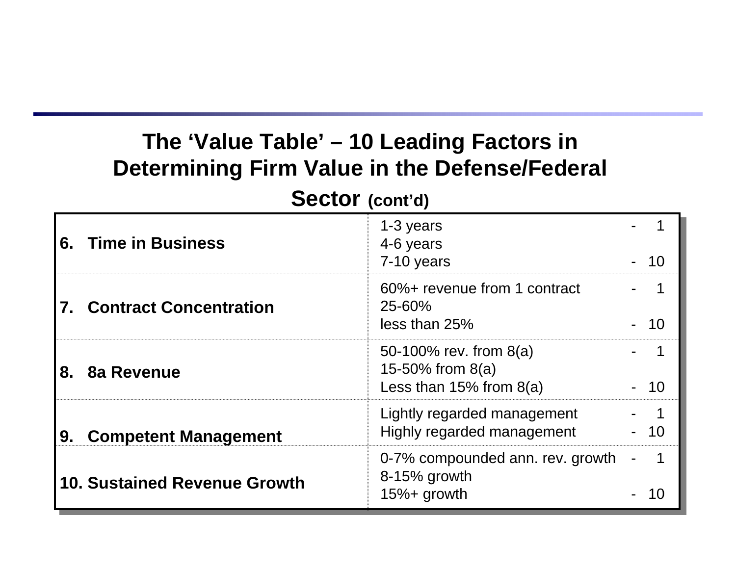## The 'Value Table' – 10 Leading Factors in Determining Firm Value in the Defense/Federal Sector (cont'd)

| Factor | Criteria | Score |
|---|---|---|
| **6. Time in Business** | 1-3 years<br>4-6 years<br>7-10 years | - 1<br><br>- 10 |
| **7. Contract Concentration** | 60%+ revenue from 1 contract<br>25-60%<br>less than 25% | - 1<br><br>- 10 |
| **8. 8a Revenue** | 50-100% rev. from 8(a)<br>15-50% from 8(a)<br>Less than 15% from 8(a) | - 1<br><br>- 10 |
| **9. Competent Management** | Lightly regarded management<br>Highly regarded management | - 1<br>- 10 |
| **10. Sustained Revenue Growth** | 0-7% compounded ann. rev. growth<br>8-15% growth<br>15%+ growth | - 1<br><br>- 10 |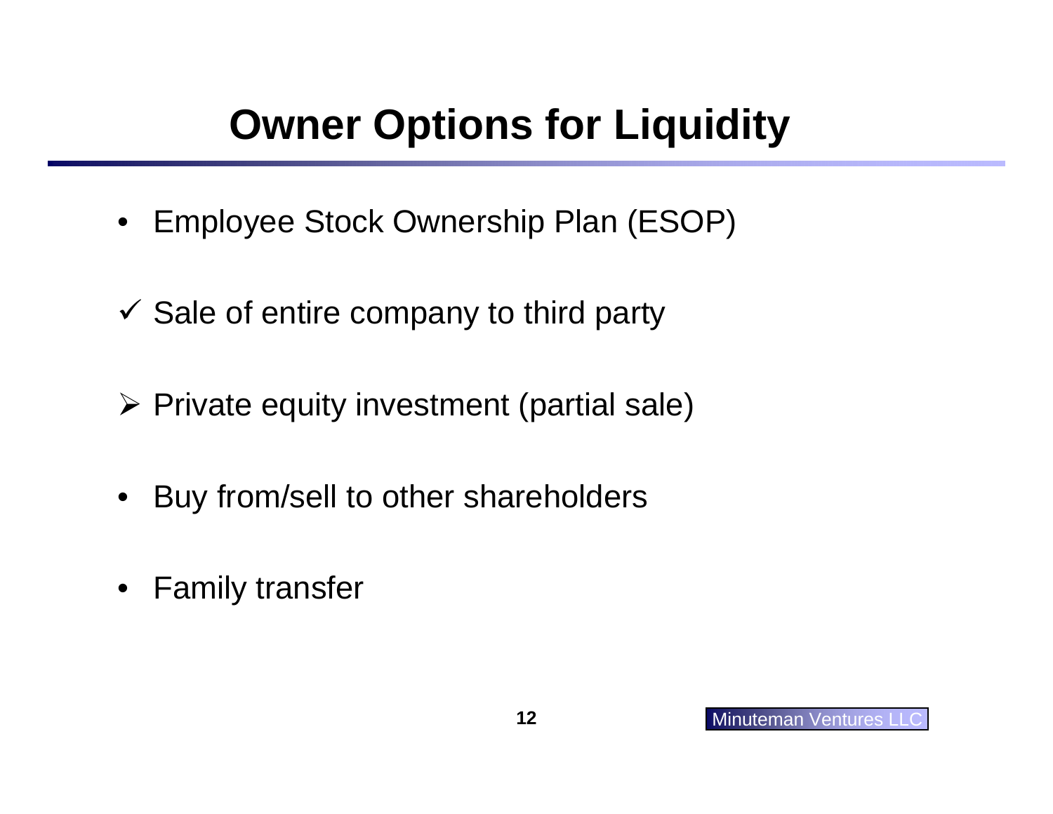# Owner Options for Liquidity

- Employee Stock Ownership Plan (ESOP)
- ✓ Sale of entire company to third party
- ➢ Private equity investment (partial sale)
- Buy from/sell to other shareholders
- Family transfer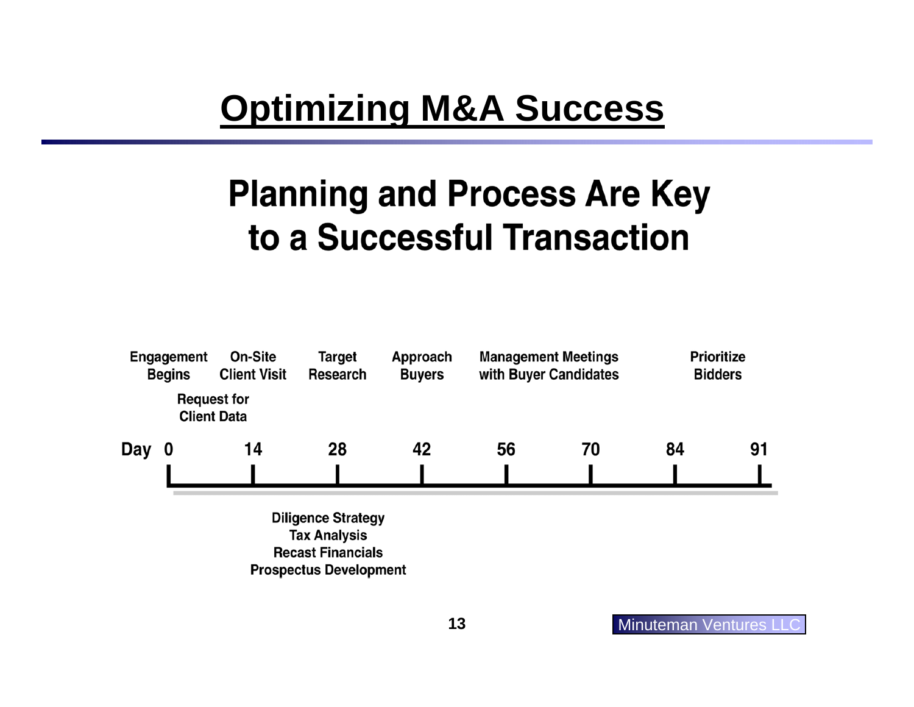# Optimizing M&A Success

## Planning and Process Are Key to a Successful Transaction

| Day | 0 | 14 | 28 | 42 | 56 | 70 | 84 | 91 |
|---|---|---|---|---|---|---|---|---|
| | Engagement Begins; Request for Client Data | On-Site Client Visit | Target Research | Approach Buyers | Management Meetings with Buyer Candidates | | Prioritize Bidders | |

Diligence Strategy
Tax Analysis
Recast Financials
Prospectus Development

Minuteman Ventures LLC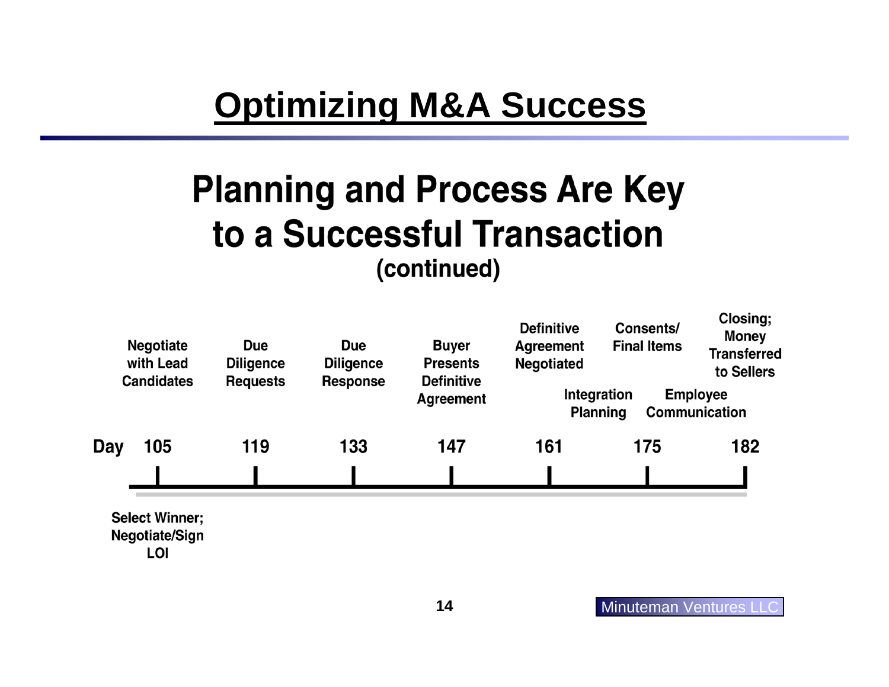# Optimizing M&A Success

## Planning and Process Are Key to a Successful Transaction

### (continued)

| Day | 105 | 119 | 133 | 147 | 161 | 175 | 182 |
|---|---|---|---|---|---|---|---|
| | Negotiate with Lead Candidates | Due Diligence Requests | Due Diligence Response | Buyer Presents Definitive Agreement | Definitive Agreement Negotiated | Consents/ Final Items | Closing; Money Transferred to Sellers |
| | Select Winner; Negotiate/Sign LOI | | | | Integration Planning | Employee Communication | |

Minuteman Ventures LLC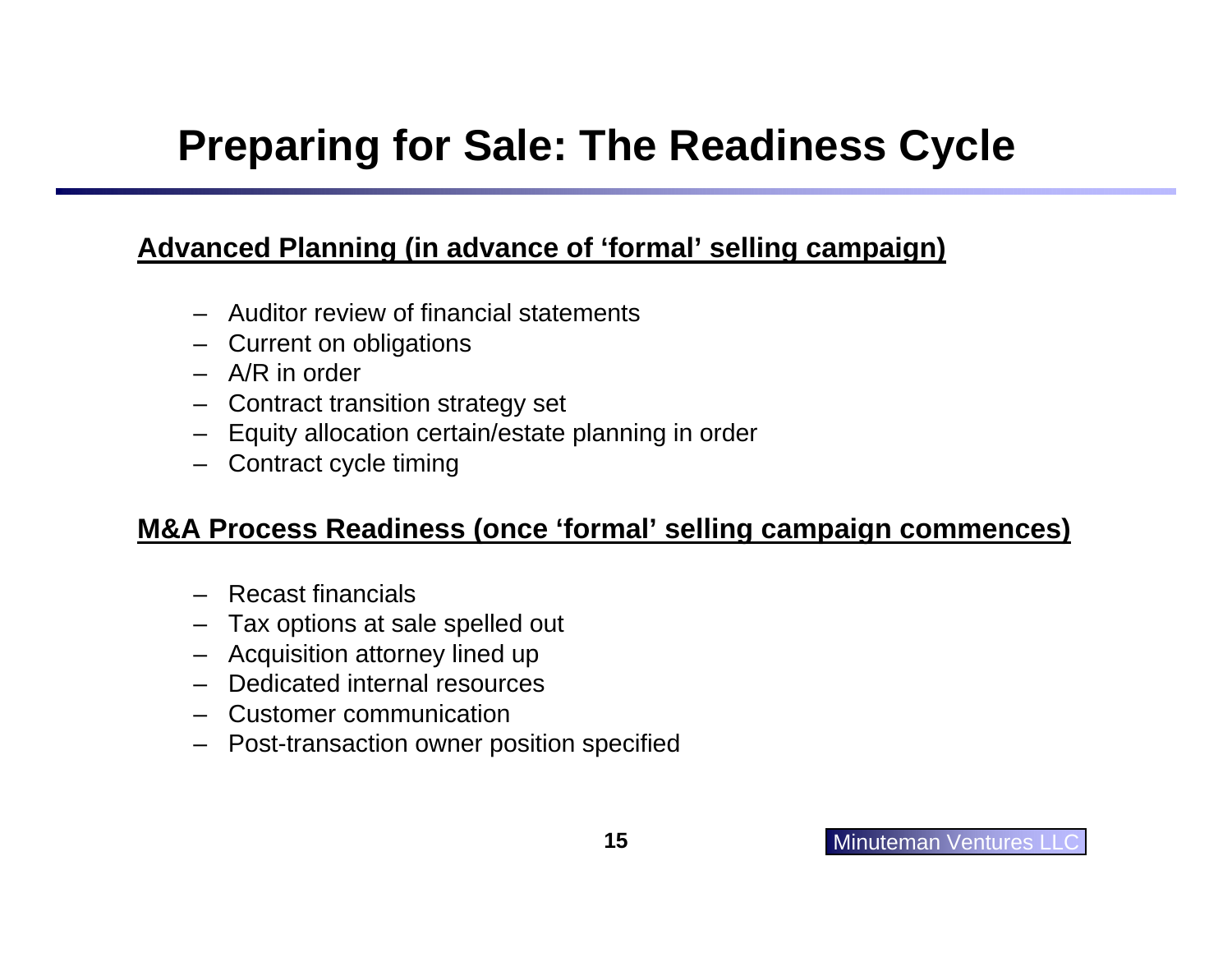# Preparing for Sale: The Readiness Cycle

**Advanced Planning (in advance of 'formal' selling campaign)**

- Auditor review of financial statements
- Current on obligations
- A/R in order
- Contract transition strategy set
- Equity allocation certain/estate planning in order
- Contract cycle timing

**M&A Process Readiness (once 'formal' selling campaign commences)**

- Recast financials
- Tax options at sale spelled out
- Acquisition attorney lined up
- Dedicated internal resources
- Customer communication
- Post-transaction owner position specified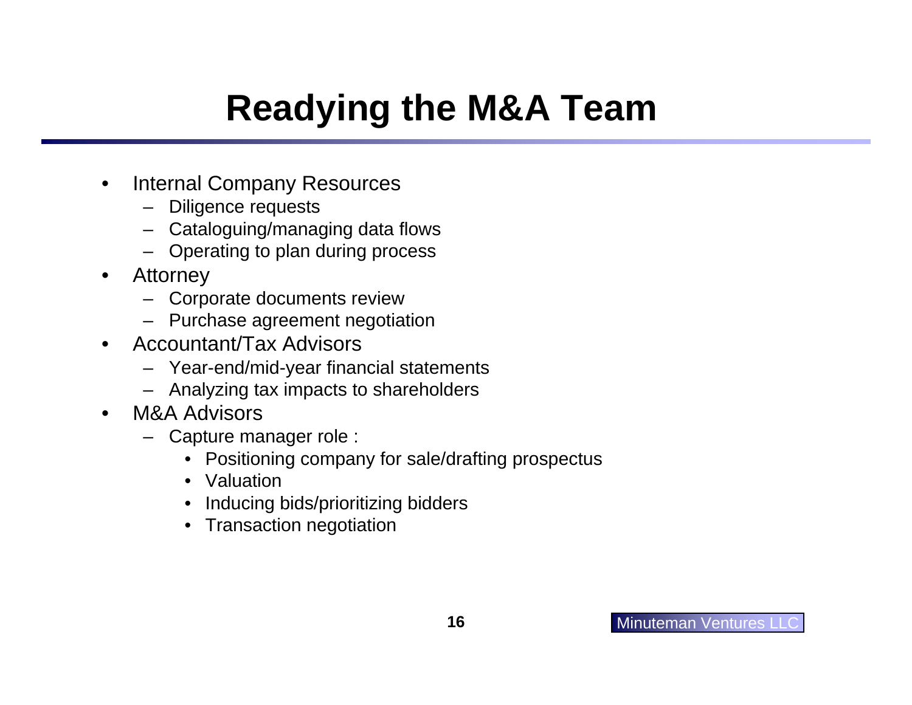# Readying the M&A Team

- Internal Company Resources
  - Diligence requests
  - Cataloguing/managing data flows
  - Operating to plan during process
- Attorney
  - Corporate documents review
  - Purchase agreement negotiation
- Accountant/Tax Advisors
  - Year-end/mid-year financial statements
  - Analyzing tax impacts to shareholders
- M&A Advisors
  - Capture manager role :
    - Positioning company for sale/drafting prospectus
    - Valuation
    - Inducing bids/prioritizing bidders
    - Transaction negotiation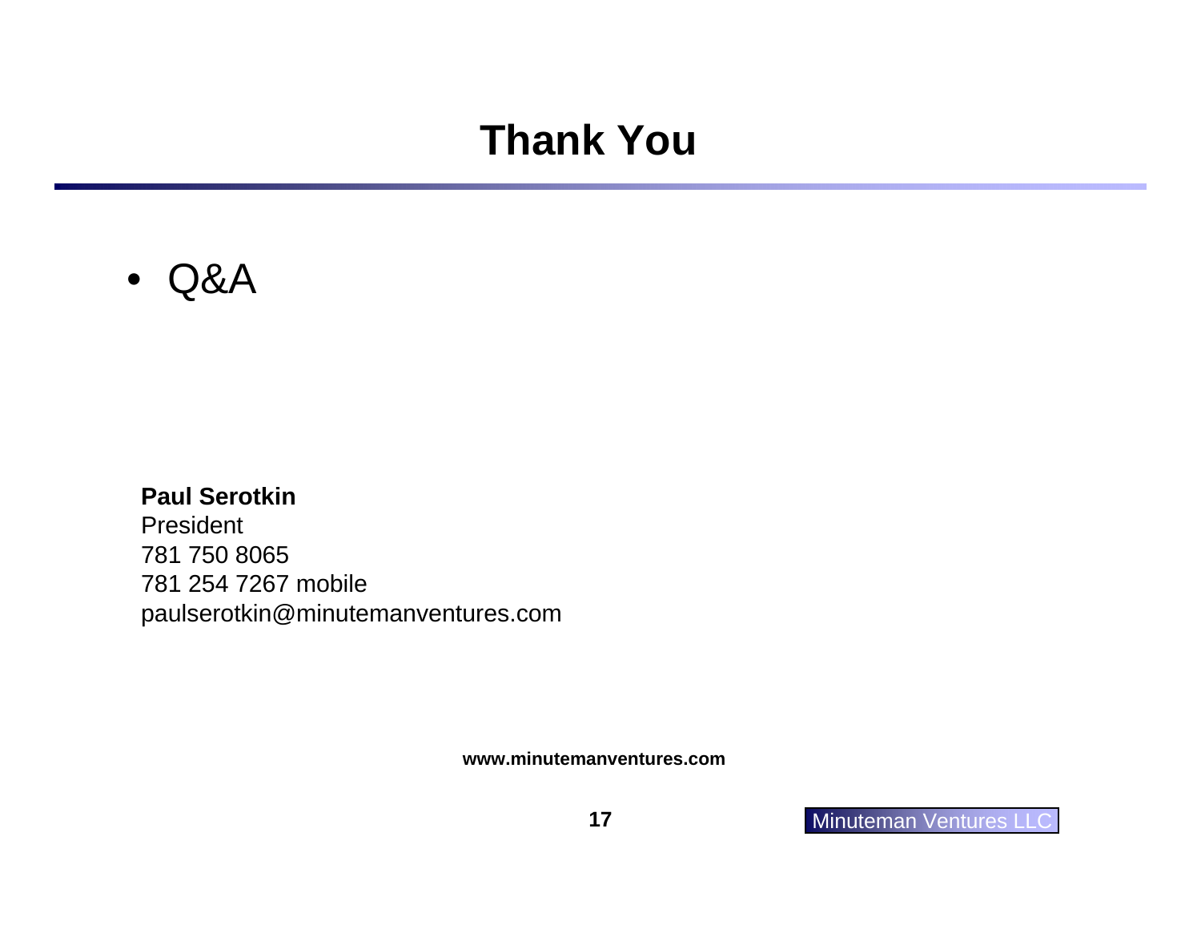# Thank You

- Q&A

**Paul Serotkin**
President
781 750 8065
781 254 7267 mobile
paulserotkin@minutemanventures.com

**www.minutemanventures.com**